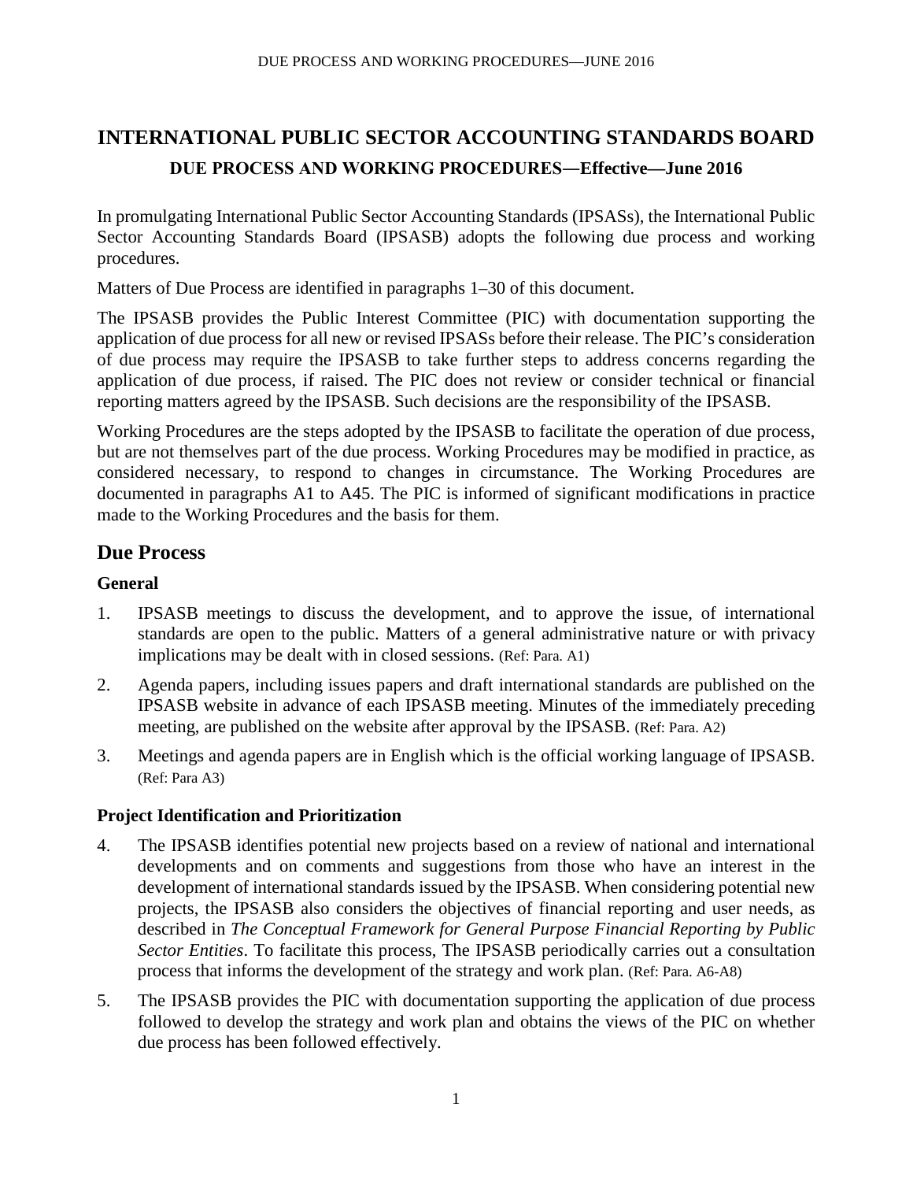# INTERNATIONAL PUBLIC SECTOR ACCOUNTING STANDARDS BOARD

**DUE PROCESS AND WORKING PROCEDURES—Effective—June 2016**

In promulgating International Public Sector Accounting Standards (IPSASs), the International Public Sector Accounting Standards Board (IPSASB) adopts the following due process and working procedures.

Matters of Due Process are identified in paragraphs 1–30 of this document.

The IPSASB provides the Public Interest Committee (PIC) with documentation supporting the application of due process for all new or revised IPSASs before their release. The PIC's consideration of due process may require the IPSASB to take further steps to address concerns regarding the application of due process, if raised. The PIC does not review or consider technical or financial reporting matters agreed by the IPSASB. Such decisions are the responsibility of the IPSASB.

Working Procedures are the steps adopted by the IPSASB to facilitate the operation of due process, but are not themselves part of the due process. Working Procedures may be modified in practice, as considered necessary, to respond to changes in circumstance. The Working Procedures are documented in paragraphs A1 to A45. The PIC is informed of significant modifications in practice made to the Working Procedures and the basis for them.

## Due Process

### General

1. IPSASB meetings to discuss the development, and to approve the issue, of international standards are open to the public. Matters of a general administrative nature or with privacy implications may be dealt with in closed sessions. (Ref: Para. A1)

2. Agenda papers, including issues papers and draft international standards are published on the IPSASB website in advance of each IPSASB meeting. Minutes of the immediately preceding meeting, are published on the website after approval by the IPSASB. (Ref: Para. A2)

3. Meetings and agenda papers are in English which is the official working language of IPSASB. (Ref: Para A3)

### Project Identification and Prioritization

4. The IPSASB identifies potential new projects based on a review of national and international developments and on comments and suggestions from those who have an interest in the development of international standards issued by the IPSASB. When considering potential new projects, the IPSASB also considers the objectives of financial reporting and user needs, as described in *The Conceptual Framework for General Purpose Financial Reporting by Public Sector Entities*. To facilitate this process, The IPSASB periodically carries out a consultation process that informs the development of the strategy and work plan. (Ref: Para. A6-A8)

5. The IPSASB provides the PIC with documentation supporting the application of due process followed to develop the strategy and work plan and obtains the views of the PIC on whether due process has been followed effectively.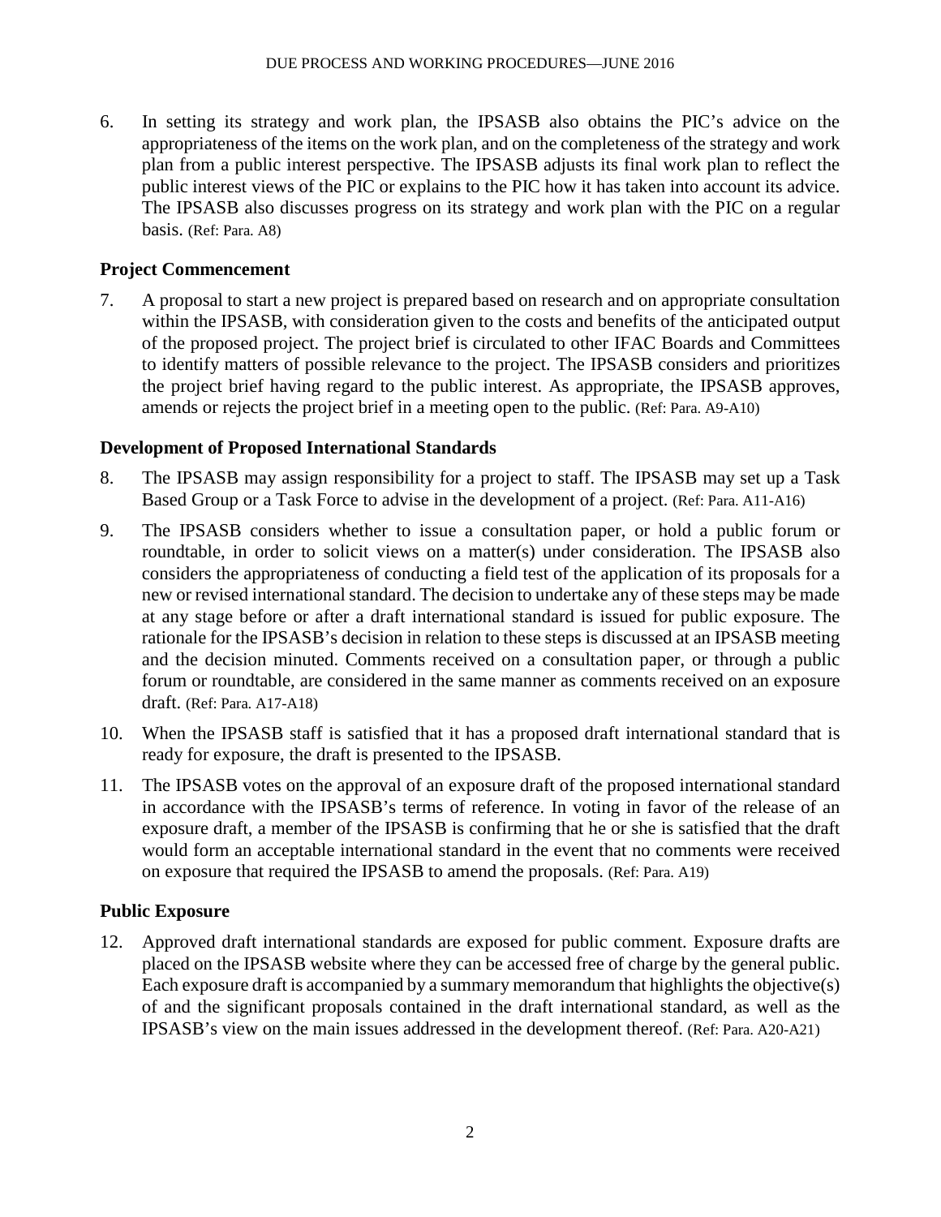6. In setting its strategy and work plan, the IPSASB also obtains the PIC's advice on the appropriateness of the items on the work plan, and on the completeness of the strategy and work plan from a public interest perspective. The IPSASB adjusts its final work plan to reflect the public interest views of the PIC or explains to the PIC how it has taken into account its advice. The IPSASB also discusses progress on its strategy and work plan with the PIC on a regular basis. (Ref: Para. A8)

### Project Commencement

7. A proposal to start a new project is prepared based on research and on appropriate consultation within the IPSASB, with consideration given to the costs and benefits of the anticipated output of the proposed project. The project brief is circulated to other IFAC Boards and Committees to identify matters of possible relevance to the project. The IPSASB considers and prioritizes the project brief having regard to the public interest. As appropriate, the IPSASB approves, amends or rejects the project brief in a meeting open to the public. (Ref: Para. A9-A10)

### Development of Proposed International Standards

8. The IPSASB may assign responsibility for a project to staff. The IPSASB may set up a Task Based Group or a Task Force to advise in the development of a project. (Ref: Para. A11-A16)

9. The IPSASB considers whether to issue a consultation paper, or hold a public forum or roundtable, in order to solicit views on a matter(s) under consideration. The IPSASB also considers the appropriateness of conducting a field test of the application of its proposals for a new or revised international standard. The decision to undertake any of these steps may be made at any stage before or after a draft international standard is issued for public exposure. The rationale for the IPSASB's decision in relation to these steps is discussed at an IPSASB meeting and the decision minuted. Comments received on a consultation paper, or through a public forum or roundtable, are considered in the same manner as comments received on an exposure draft. (Ref: Para. A17-A18)

10. When the IPSASB staff is satisfied that it has a proposed draft international standard that is ready for exposure, the draft is presented to the IPSASB.

11. The IPSASB votes on the approval of an exposure draft of the proposed international standard in accordance with the IPSASB's terms of reference. In voting in favor of the release of an exposure draft, a member of the IPSASB is confirming that he or she is satisfied that the draft would form an acceptable international standard in the event that no comments were received on exposure that required the IPSASB to amend the proposals. (Ref: Para. A19)

### Public Exposure

12. Approved draft international standards are exposed for public comment. Exposure drafts are placed on the IPSASB website where they can be accessed free of charge by the general public. Each exposure draft is accompanied by a summary memorandum that highlights the objective(s) of and the significant proposals contained in the draft international standard, as well as the IPSASB's view on the main issues addressed in the development thereof. (Ref: Para. A20-A21)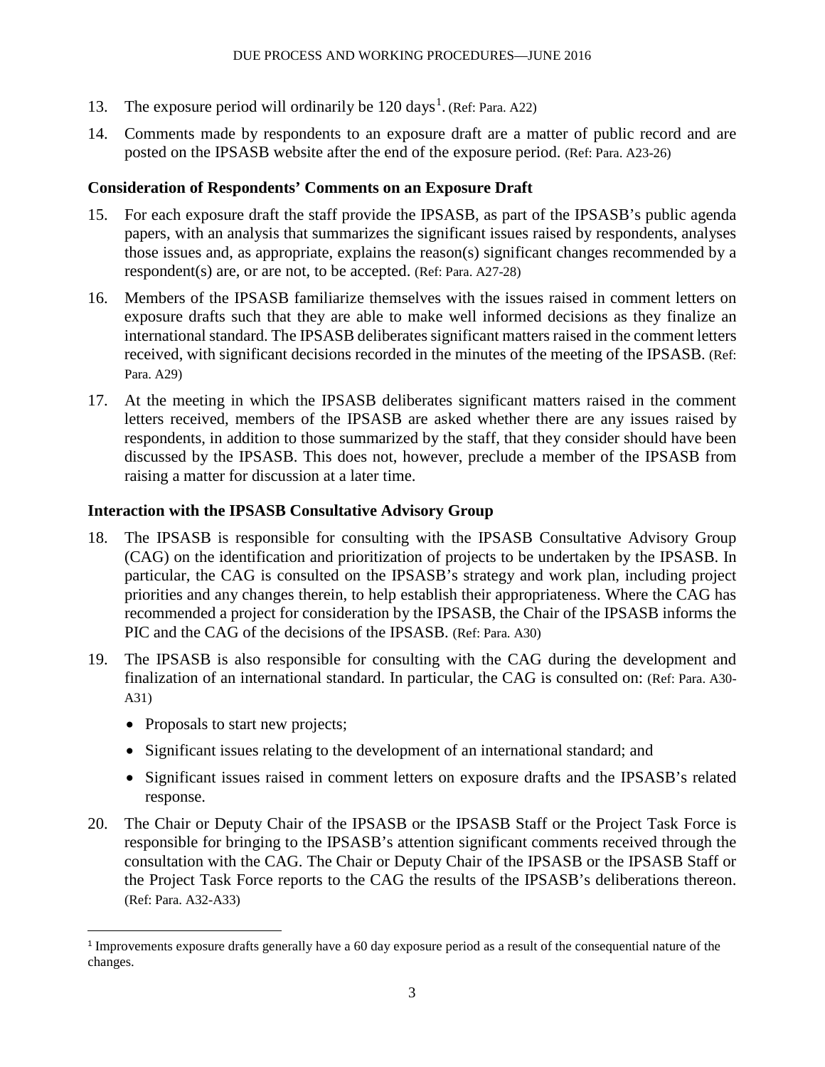13. The exposure period will ordinarily be 120 days[1]. (Ref: Para. A22)

14. Comments made by respondents to an exposure draft are a matter of public record and are posted on the IPSASB website after the end of the exposure period. (Ref: Para. A23-26)

### Consideration of Respondents' Comments on an Exposure Draft

15. For each exposure draft the staff provide the IPSASB, as part of the IPSASB's public agenda papers, with an analysis that summarizes the significant issues raised by respondents, analyses those issues and, as appropriate, explains the reason(s) significant changes recommended by a respondent(s) are, or are not, to be accepted. (Ref: Para. A27-28)

16. Members of the IPSASB familiarize themselves with the issues raised in comment letters on exposure drafts such that they are able to make well informed decisions as they finalize an international standard. The IPSASB deliberates significant matters raised in the comment letters received, with significant decisions recorded in the minutes of the meeting of the IPSASB. (Ref: Para. A29)

17. At the meeting in which the IPSASB deliberates significant matters raised in the comment letters received, members of the IPSASB are asked whether there are any issues raised by respondents, in addition to those summarized by the staff, that they consider should have been discussed by the IPSASB. This does not, however, preclude a member of the IPSASB from raising a matter for discussion at a later time.

### Interaction with the IPSASB Consultative Advisory Group

18. The IPSASB is responsible for consulting with the IPSASB Consultative Advisory Group (CAG) on the identification and prioritization of projects to be undertaken by the IPSASB. In particular, the CAG is consulted on the IPSASB's strategy and work plan, including project priorities and any changes therein, to help establish their appropriateness. Where the CAG has recommended a project for consideration by the IPSASB, the Chair of the IPSASB informs the PIC and the CAG of the decisions of the IPSASB. (Ref: Para. A30)

19. The IPSASB is also responsible for consulting with the CAG during the development and finalization of an international standard. In particular, the CAG is consulted on: (Ref: Para. A30-A31)

    - Proposals to start new projects;
    - Significant issues relating to the development of an international standard; and
    - Significant issues raised in comment letters on exposure drafts and the IPSASB's related response.

20. The Chair or Deputy Chair of the IPSASB or the IPSASB Staff or the Project Task Force is responsible for bringing to the IPSASB's attention significant comments received through the consultation with the CAG. The Chair or Deputy Chair of the IPSASB or the IPSASB Staff or the Project Task Force reports to the CAG the results of the IPSASB's deliberations thereon. (Ref: Para. A32-A33)

---

[1] Improvements exposure drafts generally have a 60 day exposure period as a result of the consequential nature of the changes.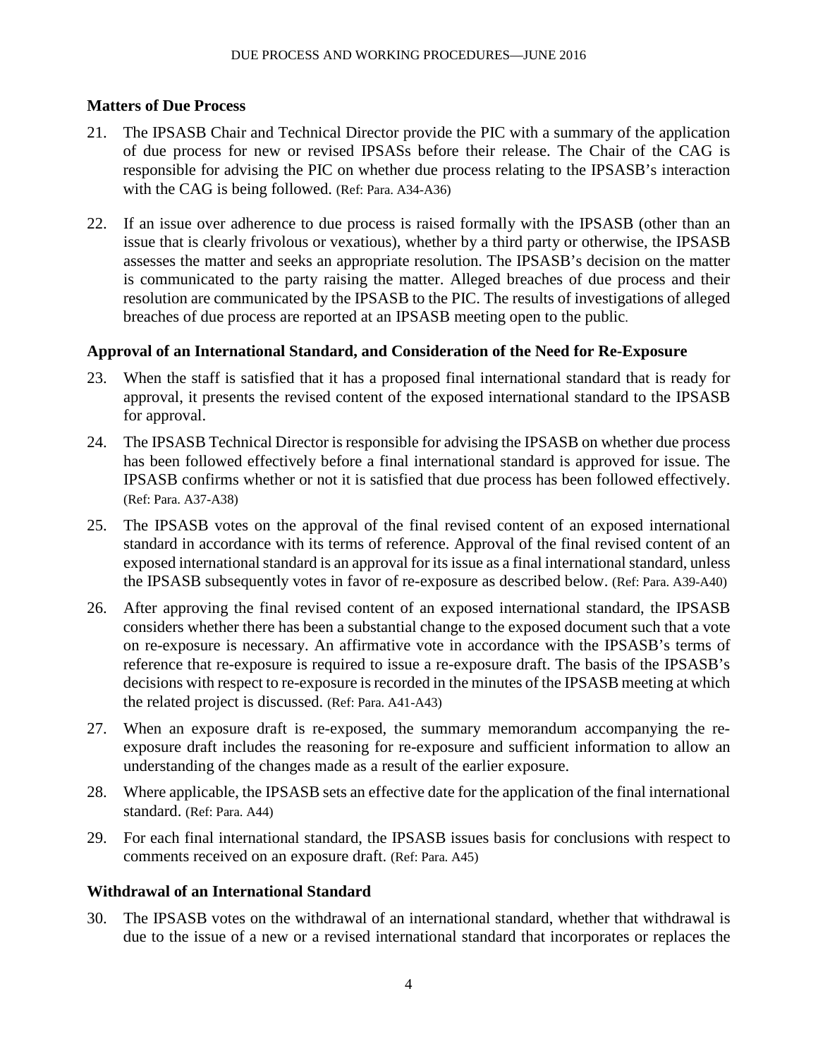### Matters of Due Process

21. The IPSASB Chair and Technical Director provide the PIC with a summary of the application of due process for new or revised IPSASs before their release. The Chair of the CAG is responsible for advising the PIC on whether due process relating to the IPSASB's interaction with the CAG is being followed. (Ref: Para. A34-A36)

22. If an issue over adherence to due process is raised formally with the IPSASB (other than an issue that is clearly frivolous or vexatious), whether by a third party or otherwise, the IPSASB assesses the matter and seeks an appropriate resolution. The IPSASB's decision on the matter is communicated to the party raising the matter. Alleged breaches of due process and their resolution are communicated by the IPSASB to the PIC. The results of investigations of alleged breaches of due process are reported at an IPSASB meeting open to the public.

### Approval of an International Standard, and Consideration of the Need for Re-Exposure

23. When the staff is satisfied that it has a proposed final international standard that is ready for approval, it presents the revised content of the exposed international standard to the IPSASB for approval.

24. The IPSASB Technical Director is responsible for advising the IPSASB on whether due process has been followed effectively before a final international standard is approved for issue. The IPSASB confirms whether or not it is satisfied that due process has been followed effectively. (Ref: Para. A37-A38)

25. The IPSASB votes on the approval of the final revised content of an exposed international standard in accordance with its terms of reference. Approval of the final revised content of an exposed international standard is an approval for its issue as a final international standard, unless the IPSASB subsequently votes in favor of re-exposure as described below. (Ref: Para. A39-A40)

26. After approving the final revised content of an exposed international standard, the IPSASB considers whether there has been a substantial change to the exposed document such that a vote on re-exposure is necessary. An affirmative vote in accordance with the IPSASB's terms of reference that re-exposure is required to issue a re-exposure draft. The basis of the IPSASB's decisions with respect to re-exposure is recorded in the minutes of the IPSASB meeting at which the related project is discussed. (Ref: Para. A41-A43)

27. When an exposure draft is re-exposed, the summary memorandum accompanying the re-exposure draft includes the reasoning for re-exposure and sufficient information to allow an understanding of the changes made as a result of the earlier exposure.

28. Where applicable, the IPSASB sets an effective date for the application of the final international standard. (Ref: Para. A44)

29. For each final international standard, the IPSASB issues basis for conclusions with respect to comments received on an exposure draft. (Ref: Para. A45)

### Withdrawal of an International Standard

30. The IPSASB votes on the withdrawal of an international standard, whether that withdrawal is due to the issue of a new or a revised international standard that incorporates or replaces the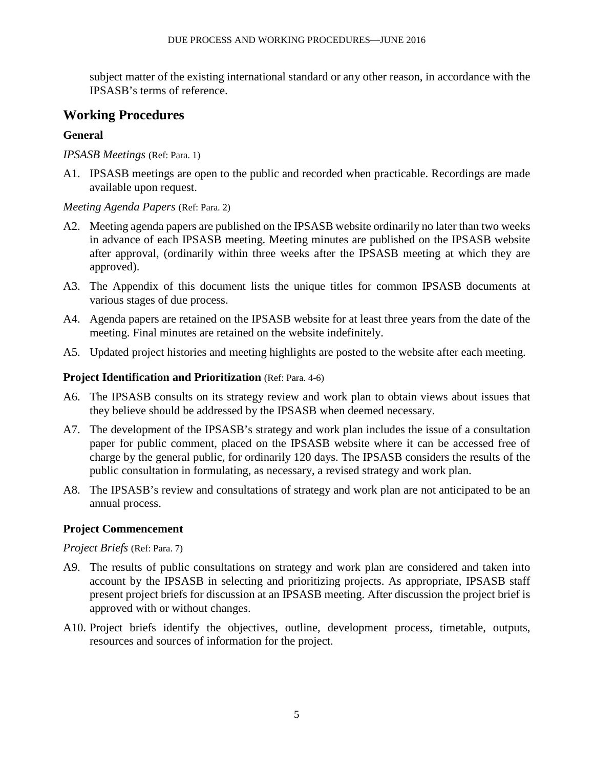subject matter of the existing international standard or any other reason, in accordance with the IPSASB's terms of reference.

## Working Procedures

### General

*IPSASB Meetings* (Ref: Para. 1)

A1. IPSASB meetings are open to the public and recorded when practicable. Recordings are made available upon request.

*Meeting Agenda Papers* (Ref: Para. 2)

A2. Meeting agenda papers are published on the IPSASB website ordinarily no later than two weeks in advance of each IPSASB meeting. Meeting minutes are published on the IPSASB website after approval, (ordinarily within three weeks after the IPSASB meeting at which they are approved).

A3. The Appendix of this document lists the unique titles for common IPSASB documents at various stages of due process.

A4. Agenda papers are retained on the IPSASB website for at least three years from the date of the meeting. Final minutes are retained on the website indefinitely.

A5. Updated project histories and meeting highlights are posted to the website after each meeting.

### Project Identification and Prioritization (Ref: Para. 4-6)

A6. The IPSASB consults on its strategy review and work plan to obtain views about issues that they believe should be addressed by the IPSASB when deemed necessary.

A7. The development of the IPSASB's strategy and work plan includes the issue of a consultation paper for public comment, placed on the IPSASB website where it can be accessed free of charge by the general public, for ordinarily 120 days. The IPSASB considers the results of the public consultation in formulating, as necessary, a revised strategy and work plan.

A8. The IPSASB's review and consultations of strategy and work plan are not anticipated to be an annual process.

### Project Commencement

*Project Briefs* (Ref: Para. 7)

A9. The results of public consultations on strategy and work plan are considered and taken into account by the IPSASB in selecting and prioritizing projects. As appropriate, IPSASB staff present project briefs for discussion at an IPSASB meeting. After discussion the project brief is approved with or without changes.

A10. Project briefs identify the objectives, outline, development process, timetable, outputs, resources and sources of information for the project.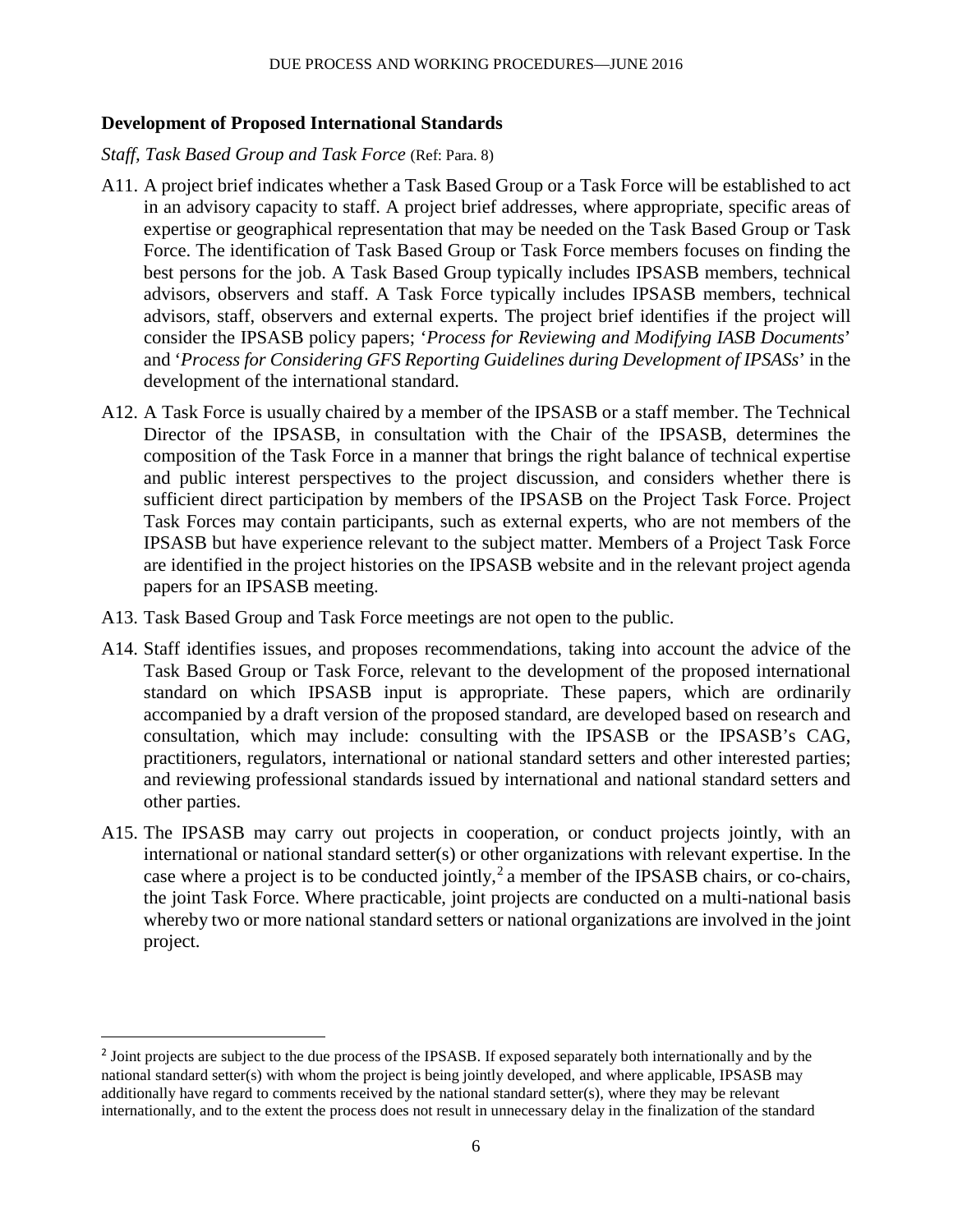## Development of Proposed International Standards

*Staff, Task Based Group and Task Force* (Ref: Para. 8)

A11. A project brief indicates whether a Task Based Group or a Task Force will be established to act in an advisory capacity to staff. A project brief addresses, where appropriate, specific areas of expertise or geographical representation that may be needed on the Task Based Group or Task Force. The identification of Task Based Group or Task Force members focuses on finding the best persons for the job. A Task Based Group typically includes IPSASB members, technical advisors, observers and staff. A Task Force typically includes IPSASB members, technical advisors, staff, observers and external experts. The project brief identifies if the project will consider the IPSASB policy papers; '*Process for Reviewing and Modifying IASB Documents*' and '*Process for Considering GFS Reporting Guidelines during Development of IPSASs*' in the development of the international standard.

A12. A Task Force is usually chaired by a member of the IPSASB or a staff member. The Technical Director of the IPSASB, in consultation with the Chair of the IPSASB, determines the composition of the Task Force in a manner that brings the right balance of technical expertise and public interest perspectives to the project discussion, and considers whether there is sufficient direct participation by members of the IPSASB on the Project Task Force. Project Task Forces may contain participants, such as external experts, who are not members of the IPSASB but have experience relevant to the subject matter. Members of a Project Task Force are identified in the project histories on the IPSASB website and in the relevant project agenda papers for an IPSASB meeting.

A13. Task Based Group and Task Force meetings are not open to the public.

A14. Staff identifies issues, and proposes recommendations, taking into account the advice of the Task Based Group or Task Force, relevant to the development of the proposed international standard on which IPSASB input is appropriate. These papers, which are ordinarily accompanied by a draft version of the proposed standard, are developed based on research and consultation, which may include: consulting with the IPSASB or the IPSASB's CAG, practitioners, regulators, international or national standard setters and other interested parties; and reviewing professional standards issued by international and national standard setters and other parties.

A15. The IPSASB may carry out projects in cooperation, or conduct projects jointly, with an international or national standard setter(s) or other organizations with relevant expertise. In the case where a project is to be conducted jointly,[2] a member of the IPSASB chairs, or co-chairs, the joint Task Force. Where practicable, joint projects are conducted on a multi-national basis whereby two or more national standard setters or national organizations are involved in the joint project.

---

[2] Joint projects are subject to the due process of the IPSASB. If exposed separately both internationally and by the national standard setter(s) with whom the project is being jointly developed, and where applicable, IPSASB may additionally have regard to comments received by the national standard setter(s), where they may be relevant internationally, and to the extent the process does not result in unnecessary delay in the finalization of the standard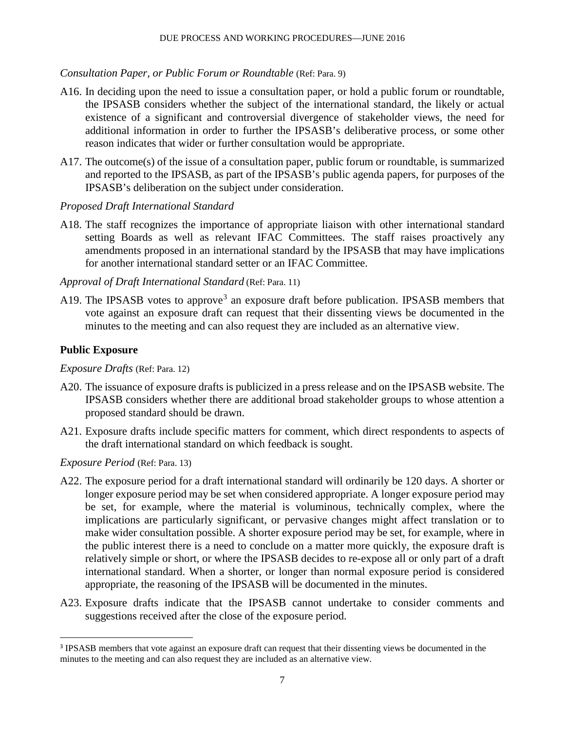*Consultation Paper, or Public Forum or Roundtable* (Ref: Para. 9)

A16. In deciding upon the need to issue a consultation paper, or hold a public forum or roundtable, the IPSASB considers whether the subject of the international standard, the likely or actual existence of a significant and controversial divergence of stakeholder views, the need for additional information in order to further the IPSASB's deliberative process, or some other reason indicates that wider or further consultation would be appropriate.

A17. The outcome(s) of the issue of a consultation paper, public forum or roundtable, is summarized and reported to the IPSASB, as part of the IPSASB's public agenda papers, for purposes of the IPSASB's deliberation on the subject under consideration.

*Proposed Draft International Standard*

A18. The staff recognizes the importance of appropriate liaison with other international standard setting Boards as well as relevant IFAC Committees. The staff raises proactively any amendments proposed in an international standard by the IPSASB that may have implications for another international standard setter or an IFAC Committee.

*Approval of Draft International Standard* (Ref: Para. 11)

A19. The IPSASB votes to approve[3] an exposure draft before publication. IPSASB members that vote against an exposure draft can request that their dissenting views be documented in the minutes to the meeting and can also request they are included as an alternative view.

## Public Exposure

*Exposure Drafts* (Ref: Para. 12)

A20. The issuance of exposure drafts is publicized in a press release and on the IPSASB website. The IPSASB considers whether there are additional broad stakeholder groups to whose attention a proposed standard should be drawn.

A21. Exposure drafts include specific matters for comment, which direct respondents to aspects of the draft international standard on which feedback is sought.

*Exposure Period* (Ref: Para. 13)

A22. The exposure period for a draft international standard will ordinarily be 120 days. A shorter or longer exposure period may be set when considered appropriate. A longer exposure period may be set, for example, where the material is voluminous, technically complex, where the implications are particularly significant, or pervasive changes might affect translation or to make wider consultation possible. A shorter exposure period may be set, for example, where in the public interest there is a need to conclude on a matter more quickly, the exposure draft is relatively simple or short, or where the IPSASB decides to re-expose all or only part of a draft international standard. When a shorter, or longer than normal exposure period is considered appropriate, the reasoning of the IPSASB will be documented in the minutes.

A23. Exposure drafts indicate that the IPSASB cannot undertake to consider comments and suggestions received after the close of the exposure period.

---

[3] IPSASB members that vote against an exposure draft can request that their dissenting views be documented in the minutes to the meeting and can also request they are included as an alternative view.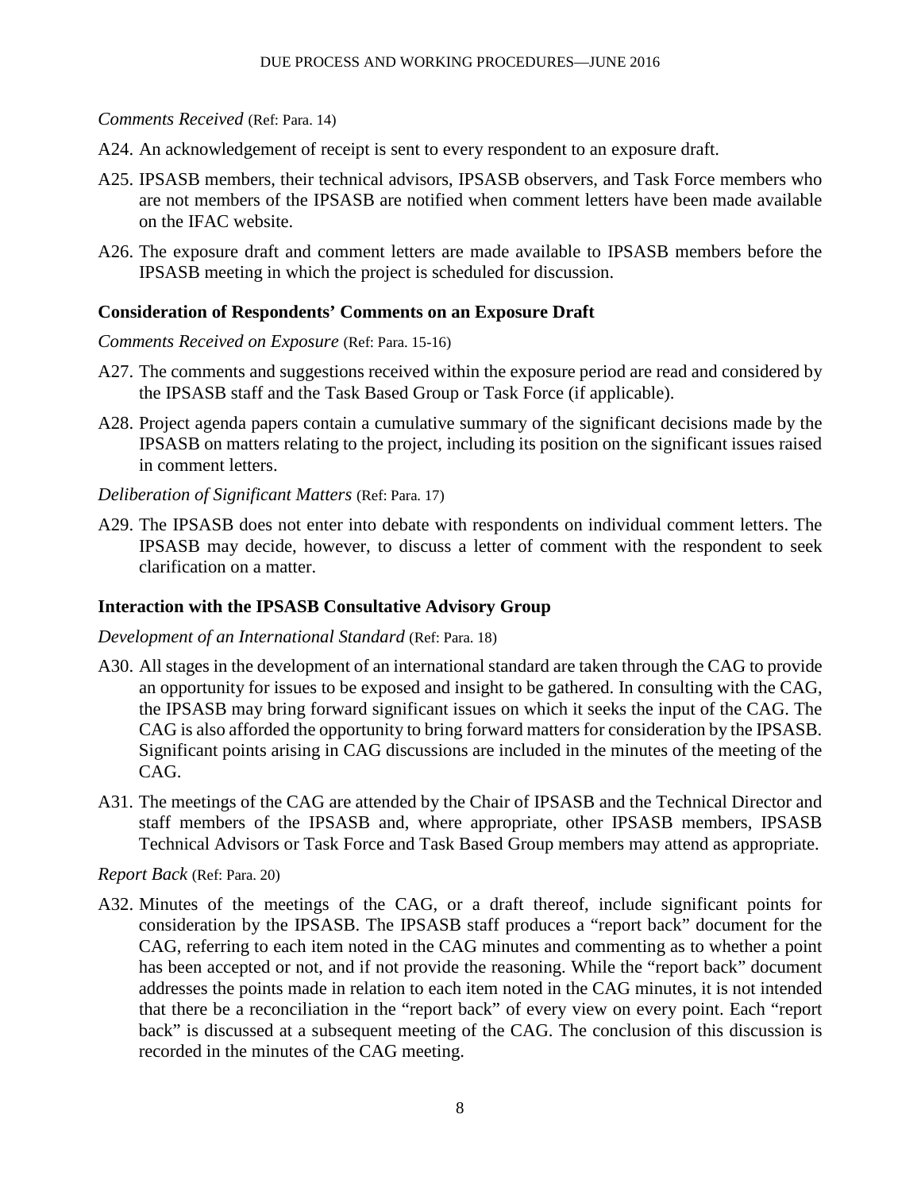*Comments Received* (Ref: Para. 14)

A24. An acknowledgement of receipt is sent to every respondent to an exposure draft.

A25. IPSASB members, their technical advisors, IPSASB observers, and Task Force members who are not members of the IPSASB are notified when comment letters have been made available on the IFAC website.

A26. The exposure draft and comment letters are made available to IPSASB members before the IPSASB meeting in which the project is scheduled for discussion.

### Consideration of Respondents' Comments on an Exposure Draft

*Comments Received on Exposure* (Ref: Para. 15-16)

A27. The comments and suggestions received within the exposure period are read and considered by the IPSASB staff and the Task Based Group or Task Force (if applicable).

A28. Project agenda papers contain a cumulative summary of the significant decisions made by the IPSASB on matters relating to the project, including its position on the significant issues raised in comment letters.

*Deliberation of Significant Matters* (Ref: Para. 17)

A29. The IPSASB does not enter into debate with respondents on individual comment letters. The IPSASB may decide, however, to discuss a letter of comment with the respondent to seek clarification on a matter.

### Interaction with the IPSASB Consultative Advisory Group

*Development of an International Standard* (Ref: Para. 18)

A30. All stages in the development of an international standard are taken through the CAG to provide an opportunity for issues to be exposed and insight to be gathered. In consulting with the CAG, the IPSASB may bring forward significant issues on which it seeks the input of the CAG. The CAG is also afforded the opportunity to bring forward matters for consideration by the IPSASB. Significant points arising in CAG discussions are included in the minutes of the meeting of the CAG.

A31. The meetings of the CAG are attended by the Chair of IPSASB and the Technical Director and staff members of the IPSASB and, where appropriate, other IPSASB members, IPSASB Technical Advisors or Task Force and Task Based Group members may attend as appropriate.

*Report Back* (Ref: Para. 20)

A32. Minutes of the meetings of the CAG, or a draft thereof, include significant points for consideration by the IPSASB. The IPSASB staff produces a "report back" document for the CAG, referring to each item noted in the CAG minutes and commenting as to whether a point has been accepted or not, and if not provide the reasoning. While the "report back" document addresses the points made in relation to each item noted in the CAG minutes, it is not intended that there be a reconciliation in the "report back" of every view on every point. Each "report back" is discussed at a subsequent meeting of the CAG. The conclusion of this discussion is recorded in the minutes of the CAG meeting.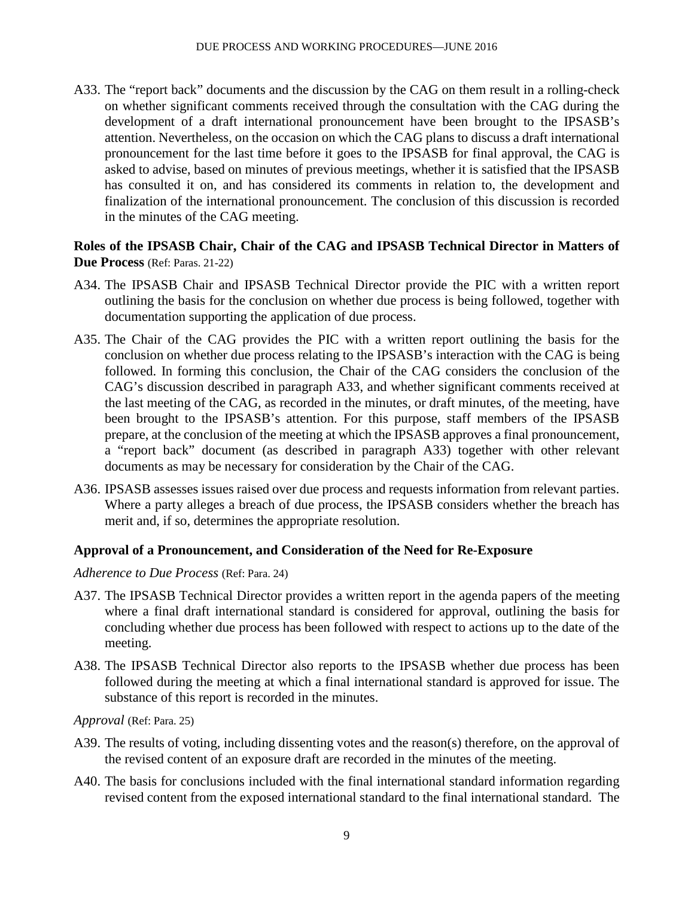A33. The "report back" documents and the discussion by the CAG on them result in a rolling-check on whether significant comments received through the consultation with the CAG during the development of a draft international pronouncement have been brought to the IPSASB's attention. Nevertheless, on the occasion on which the CAG plans to discuss a draft international pronouncement for the last time before it goes to the IPSASB for final approval, the CAG is asked to advise, based on minutes of previous meetings, whether it is satisfied that the IPSASB has consulted it on, and has considered its comments in relation to, the development and finalization of the international pronouncement. The conclusion of this discussion is recorded in the minutes of the CAG meeting.

**Roles of the IPSASB Chair, Chair of the CAG and IPSASB Technical Director in Matters of Due Process** (Ref: Paras. 21-22)

A34. The IPSASB Chair and IPSASB Technical Director provide the PIC with a written report outlining the basis for the conclusion on whether due process is being followed, together with documentation supporting the application of due process.

A35. The Chair of the CAG provides the PIC with a written report outlining the basis for the conclusion on whether due process relating to the IPSASB's interaction with the CAG is being followed. In forming this conclusion, the Chair of the CAG considers the conclusion of the CAG's discussion described in paragraph A33, and whether significant comments received at the last meeting of the CAG, as recorded in the minutes, or draft minutes, of the meeting, have been brought to the IPSASB's attention. For this purpose, staff members of the IPSASB prepare, at the conclusion of the meeting at which the IPSASB approves a final pronouncement, a "report back" document (as described in paragraph A33) together with other relevant documents as may be necessary for consideration by the Chair of the CAG.

A36. IPSASB assesses issues raised over due process and requests information from relevant parties. Where a party alleges a breach of due process, the IPSASB considers whether the breach has merit and, if so, determines the appropriate resolution.

**Approval of a Pronouncement, and Consideration of the Need for Re-Exposure**

*Adherence to Due Process* (Ref: Para. 24)

A37. The IPSASB Technical Director provides a written report in the agenda papers of the meeting where a final draft international standard is considered for approval, outlining the basis for concluding whether due process has been followed with respect to actions up to the date of the meeting.

A38. The IPSASB Technical Director also reports to the IPSASB whether due process has been followed during the meeting at which a final international standard is approved for issue. The substance of this report is recorded in the minutes.

*Approval* (Ref: Para. 25)

A39. The results of voting, including dissenting votes and the reason(s) therefore, on the approval of the revised content of an exposure draft are recorded in the minutes of the meeting.

A40. The basis for conclusions included with the final international standard information regarding revised content from the exposed international standard to the final international standard. The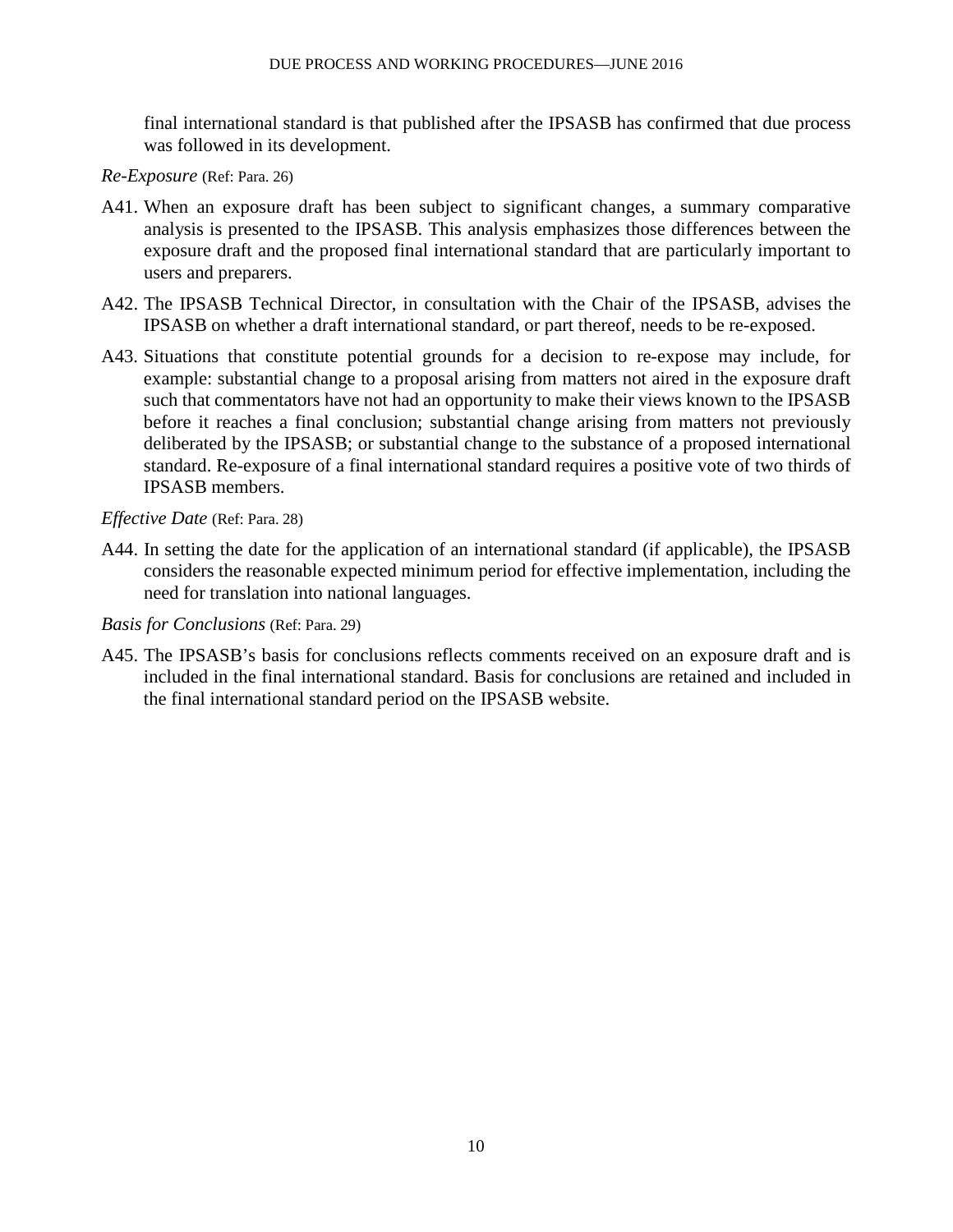final international standard is that published after the IPSASB has confirmed that due process was followed in its development.

*Re-Exposure* (Ref: Para. 26)

A41. When an exposure draft has been subject to significant changes, a summary comparative analysis is presented to the IPSASB. This analysis emphasizes those differences between the exposure draft and the proposed final international standard that are particularly important to users and preparers.

A42. The IPSASB Technical Director, in consultation with the Chair of the IPSASB, advises the IPSASB on whether a draft international standard, or part thereof, needs to be re-exposed.

A43. Situations that constitute potential grounds for a decision to re-expose may include, for example: substantial change to a proposal arising from matters not aired in the exposure draft such that commentators have not had an opportunity to make their views known to the IPSASB before it reaches a final conclusion; substantial change arising from matters not previously deliberated by the IPSASB; or substantial change to the substance of a proposed international standard. Re-exposure of a final international standard requires a positive vote of two thirds of IPSASB members.

*Effective Date* (Ref: Para. 28)

A44. In setting the date for the application of an international standard (if applicable), the IPSASB considers the reasonable expected minimum period for effective implementation, including the need for translation into national languages.

*Basis for Conclusions* (Ref: Para. 29)

A45. The IPSASB's basis for conclusions reflects comments received on an exposure draft and is included in the final international standard. Basis for conclusions are retained and included in the final international standard period on the IPSASB website.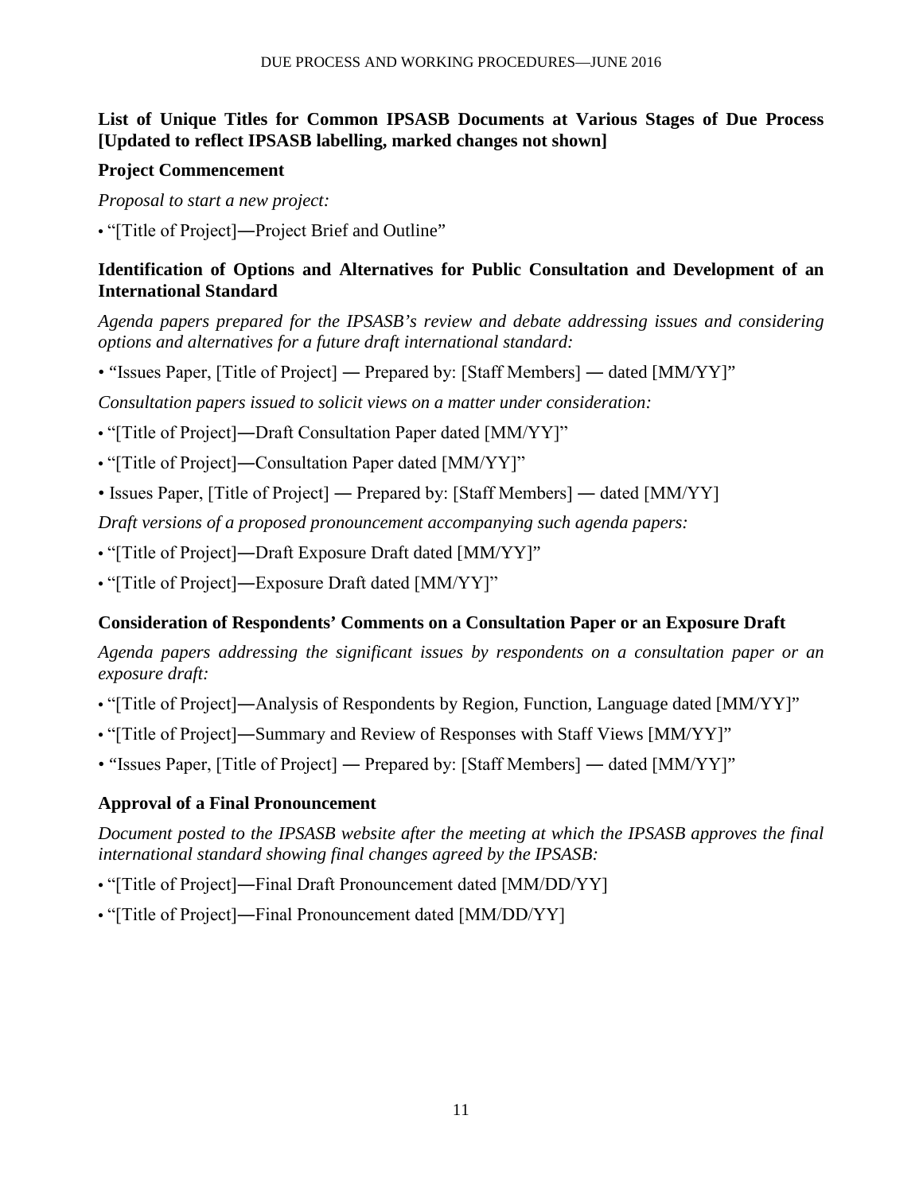**List of Unique Titles for Common IPSASB Documents at Various Stages of Due Process [Updated to reflect IPSASB labelling, marked changes not shown]**

**Project Commencement**

*Proposal to start a new project:*

- "[Title of Project]—Project Brief and Outline"

**Identification of Options and Alternatives for Public Consultation and Development of an International Standard**

*Agenda papers prepared for the IPSASB's review and debate addressing issues and considering options and alternatives for a future draft international standard:*

- "Issues Paper, [Title of Project] — Prepared by: [Staff Members] — dated [MM/YY]"

*Consultation papers issued to solicit views on a matter under consideration:*

- "[Title of Project]—Draft Consultation Paper dated [MM/YY]"
- "[Title of Project]—Consultation Paper dated [MM/YY]"
- Issues Paper, [Title of Project] — Prepared by: [Staff Members] — dated [MM/YY]

*Draft versions of a proposed pronouncement accompanying such agenda papers:*

- "[Title of Project]—Draft Exposure Draft dated [MM/YY]"
- "[Title of Project]—Exposure Draft dated [MM/YY]"

**Consideration of Respondents' Comments on a Consultation Paper or an Exposure Draft**

*Agenda papers addressing the significant issues by respondents on a consultation paper or an exposure draft:*

- "[Title of Project]—Analysis of Respondents by Region, Function, Language dated [MM/YY]"
- "[Title of Project]—Summary and Review of Responses with Staff Views [MM/YY]"
- "Issues Paper, [Title of Project] — Prepared by: [Staff Members] — dated [MM/YY]"

**Approval of a Final Pronouncement**

*Document posted to the IPSASB website after the meeting at which the IPSASB approves the final international standard showing final changes agreed by the IPSASB:*

- "[Title of Project]—Final Draft Pronouncement dated [MM/DD/YY]
- "[Title of Project]—Final Pronouncement dated [MM/DD/YY]